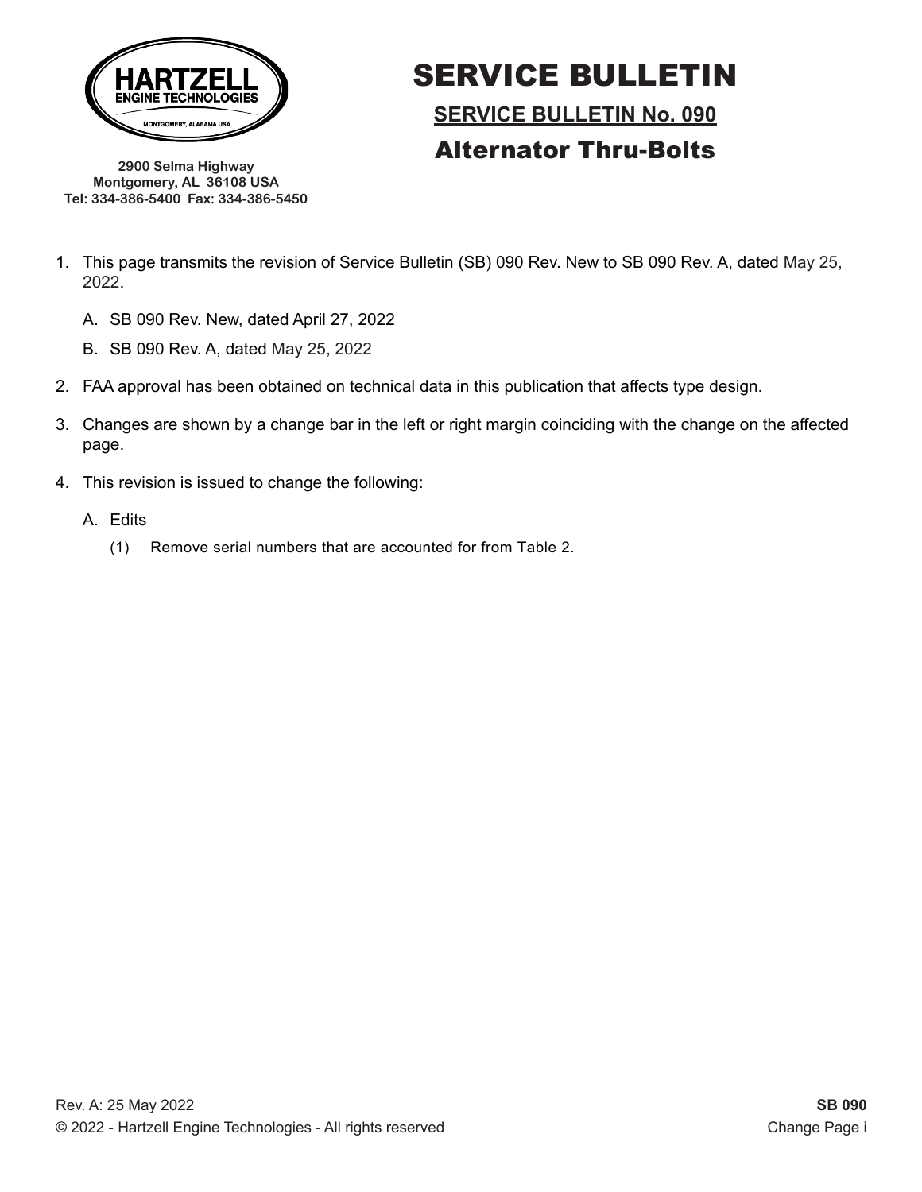**HARTZELL ENGINE TECHNOLOGIES**
MONTGOMERY, ALABAMA USA

**2900 Selma Highway**
**Montgomery, AL 36108 USA**
**Tel: 334-386-5400 Fax: 334-386-5450**

# SERVICE BULLETIN

## SERVICE BULLETIN No. 090

## Alternator Thru-Bolts

1. This page transmits the revision of Service Bulletin (SB) 090 Rev. New to SB 090 Rev. A, dated May 25, 2022.

   A. SB 090 Rev. New, dated April 27, 2022

   B. SB 090 Rev. A, dated May 25, 2022

2. FAA approval has been obtained on technical data in this publication that affects type design.

3. Changes are shown by a change bar in the left or right margin coinciding with the change on the affected page.

4. This revision is issued to change the following:

   A. Edits

      (1) Remove serial numbers that are accounted for from Table 2.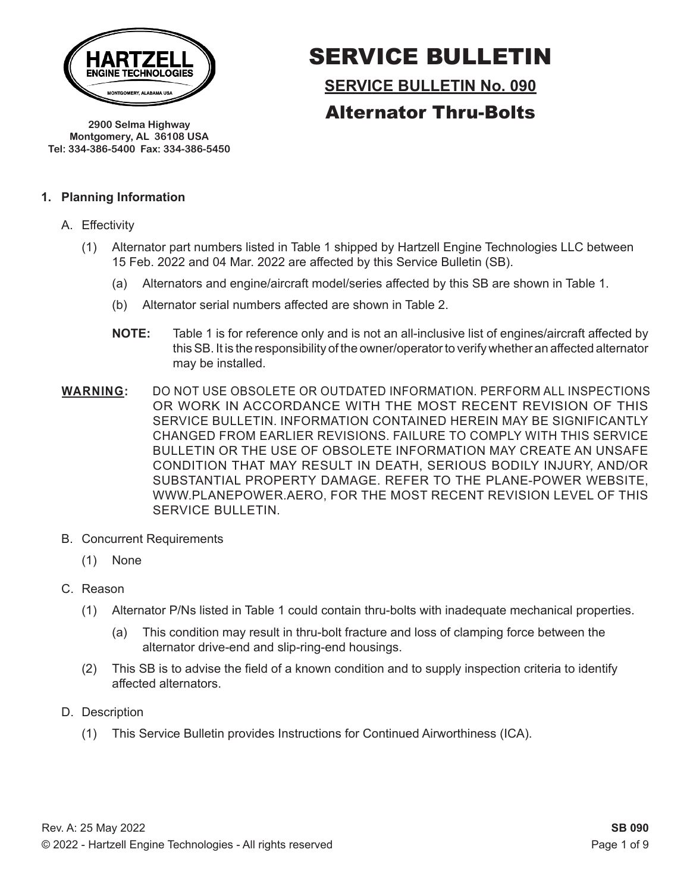HARTZELL ENGINE TECHNOLOGIES
MONTGOMERY, ALABAMA USA

2900 Selma Highway
Montgomery, AL 36108 USA
Tel: 334-386-5400 Fax: 334-386-5450

# SERVICE BULLETIN

## SERVICE BULLETIN No. 090

## Alternator Thru-Bolts

### 1. Planning Information

A. Effectivity

(1) Alternator part numbers listed in Table 1 shipped by Hartzell Engine Technologies LLC between 15 Feb. 2022 and 04 Mar. 2022 are affected by this Service Bulletin (SB).

(a) Alternators and engine/aircraft model/series affected by this SB are shown in Table 1.

(b) Alternator serial numbers affected are shown in Table 2.

**NOTE:** Table 1 is for reference only and is not an all-inclusive list of engines/aircraft affected by this SB. It is the responsibility of the owner/operator to verify whether an affected alternator may be installed.

**WARNING:** DO NOT USE OBSOLETE OR OUTDATED INFORMATION. PERFORM ALL INSPECTIONS OR WORK IN ACCORDANCE WITH THE MOST RECENT REVISION OF THIS SERVICE BULLETIN. INFORMATION CONTAINED HEREIN MAY BE SIGNIFICANTLY CHANGED FROM EARLIER REVISIONS. FAILURE TO COMPLY WITH THIS SERVICE BULLETIN OR THE USE OF OBSOLETE INFORMATION MAY CREATE AN UNSAFE CONDITION THAT MAY RESULT IN DEATH, SERIOUS BODILY INJURY, AND/OR SUBSTANTIAL PROPERTY DAMAGE. REFER TO THE PLANE-POWER WEBSITE, WWW.PLANEPOWER.AERO, FOR THE MOST RECENT REVISION LEVEL OF THIS SERVICE BULLETIN.

B. Concurrent Requirements

(1) None

C. Reason

(1) Alternator P/Ns listed in Table 1 could contain thru-bolts with inadequate mechanical properties.

(a) This condition may result in thru-bolt fracture and loss of clamping force between the alternator drive-end and slip-ring-end housings.

(2) This SB is to advise the field of a known condition and to supply inspection criteria to identify affected alternators.

D. Description

(1) This Service Bulletin provides Instructions for Continued Airworthiness (ICA).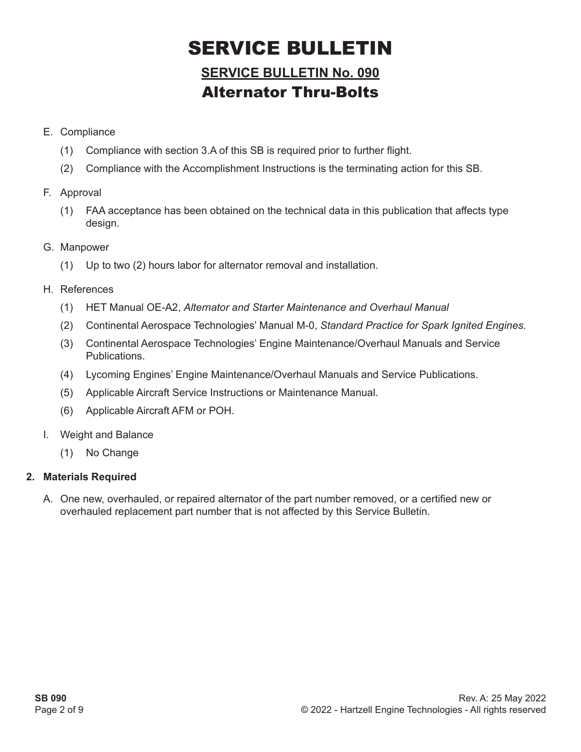E. Compliance

(1) Compliance with section 3.A of this SB is required prior to further flight.

(2) Compliance with the Accomplishment Instructions is the terminating action for this SB.

F. Approval

(1) FAA acceptance has been obtained on the technical data in this publication that affects type design.

G. Manpower

(1) Up to two (2) hours labor for alternator removal and installation.

H. References

(1) HET Manual OE-A2, *Alternator and Starter Maintenance and Overhaul Manual*

(2) Continental Aerospace Technologies' Manual M-0, *Standard Practice for Spark Ignited Engines.*

(3) Continental Aerospace Technologies' Engine Maintenance/Overhaul Manuals and Service Publications.

(4) Lycoming Engines' Engine Maintenance/Overhaul Manuals and Service Publications.

(5) Applicable Aircraft Service Instructions or Maintenance Manual.

(6) Applicable Aircraft AFM or POH.

I. Weight and Balance

(1) No Change

## 2. Materials Required

A. One new, overhauled, or repaired alternator of the part number removed, or a certified new or overhauled replacement part number that is not affected by this Service Bulletin.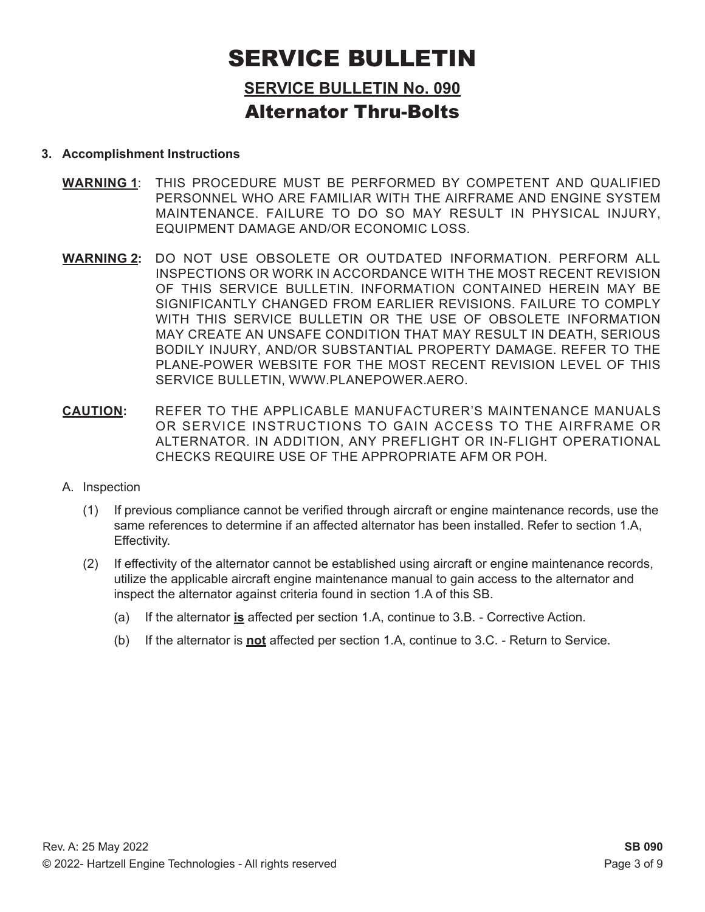# SERVICE BULLETIN

## SERVICE BULLETIN No. 090

## Alternator Thru-Bolts

**3. Accomplishment Instructions**

**WARNING 1**: THIS PROCEDURE MUST BE PERFORMED BY COMPETENT AND QUALIFIED PERSONNEL WHO ARE FAMILIAR WITH THE AIRFRAME AND ENGINE SYSTEM MAINTENANCE. FAILURE TO DO SO MAY RESULT IN PHYSICAL INJURY, EQUIPMENT DAMAGE AND/OR ECONOMIC LOSS.

**WARNING 2:** DO NOT USE OBSOLETE OR OUTDATED INFORMATION. PERFORM ALL INSPECTIONS OR WORK IN ACCORDANCE WITH THE MOST RECENT REVISION OF THIS SERVICE BULLETIN. INFORMATION CONTAINED HEREIN MAY BE SIGNIFICANTLY CHANGED FROM EARLIER REVISIONS. FAILURE TO COMPLY WITH THIS SERVICE BULLETIN OR THE USE OF OBSOLETE INFORMATION MAY CREATE AN UNSAFE CONDITION THAT MAY RESULT IN DEATH, SERIOUS BODILY INJURY, AND/OR SUBSTANTIAL PROPERTY DAMAGE. REFER TO THE PLANE-POWER WEBSITE FOR THE MOST RECENT REVISION LEVEL OF THIS SERVICE BULLETIN, WWW.PLANEPOWER.AERO.

**CAUTION:** REFER TO THE APPLICABLE MANUFACTURER'S MAINTENANCE MANUALS OR SERVICE INSTRUCTIONS TO GAIN ACCESS TO THE AIRFRAME OR ALTERNATOR. IN ADDITION, ANY PREFLIGHT OR IN-FLIGHT OPERATIONAL CHECKS REQUIRE USE OF THE APPROPRIATE AFM OR POH.

A. Inspection

(1) If previous compliance cannot be verified through aircraft or engine maintenance records, use the same references to determine if an affected alternator has been installed. Refer to section 1.A, Effectivity.

(2) If effectivity of the alternator cannot be established using aircraft or engine maintenance records, utilize the applicable aircraft engine maintenance manual to gain access to the alternator and inspect the alternator against criteria found in section 1.A of this SB.

(a) If the alternator **is** affected per section 1.A, continue to 3.B. - Corrective Action.

(b) If the alternator is **not** affected per section 1.A, continue to 3.C. - Return to Service.

Rev. A: 25 May 2022

© 2022- Hartzell Engine Technologies - All rights reserved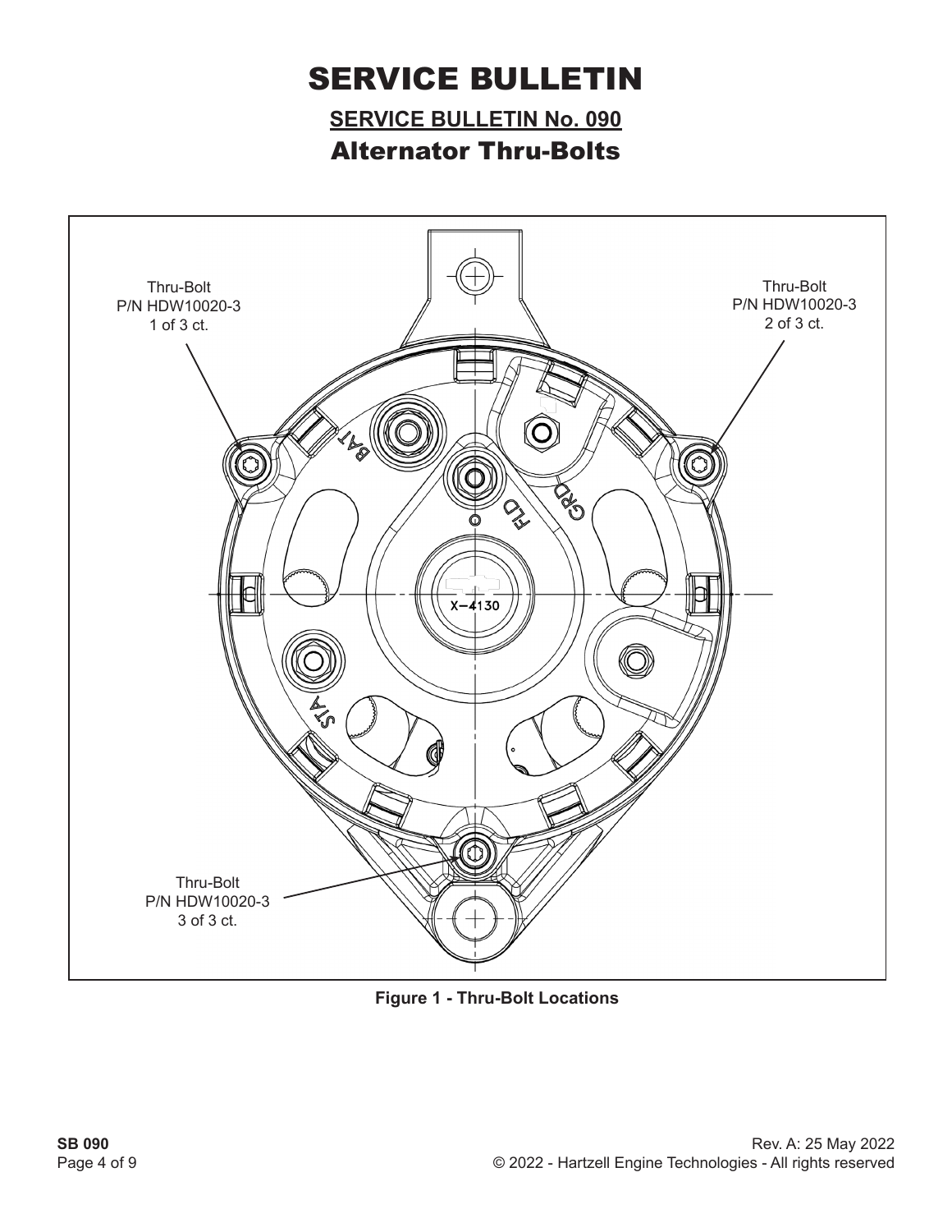# SERVICE BULLETIN

## SERVICE BULLETIN No. 090

## Alternator Thru-Bolts

Thru-Bolt
P/N HDW10020-3
1 of 3 ct.

Thru-Bolt
P/N HDW10020-3
2 of 3 ct.

Thru-Bolt
P/N HDW10020-3
3 of 3 ct.

**Figure 1 - Thru-Bolt Locations**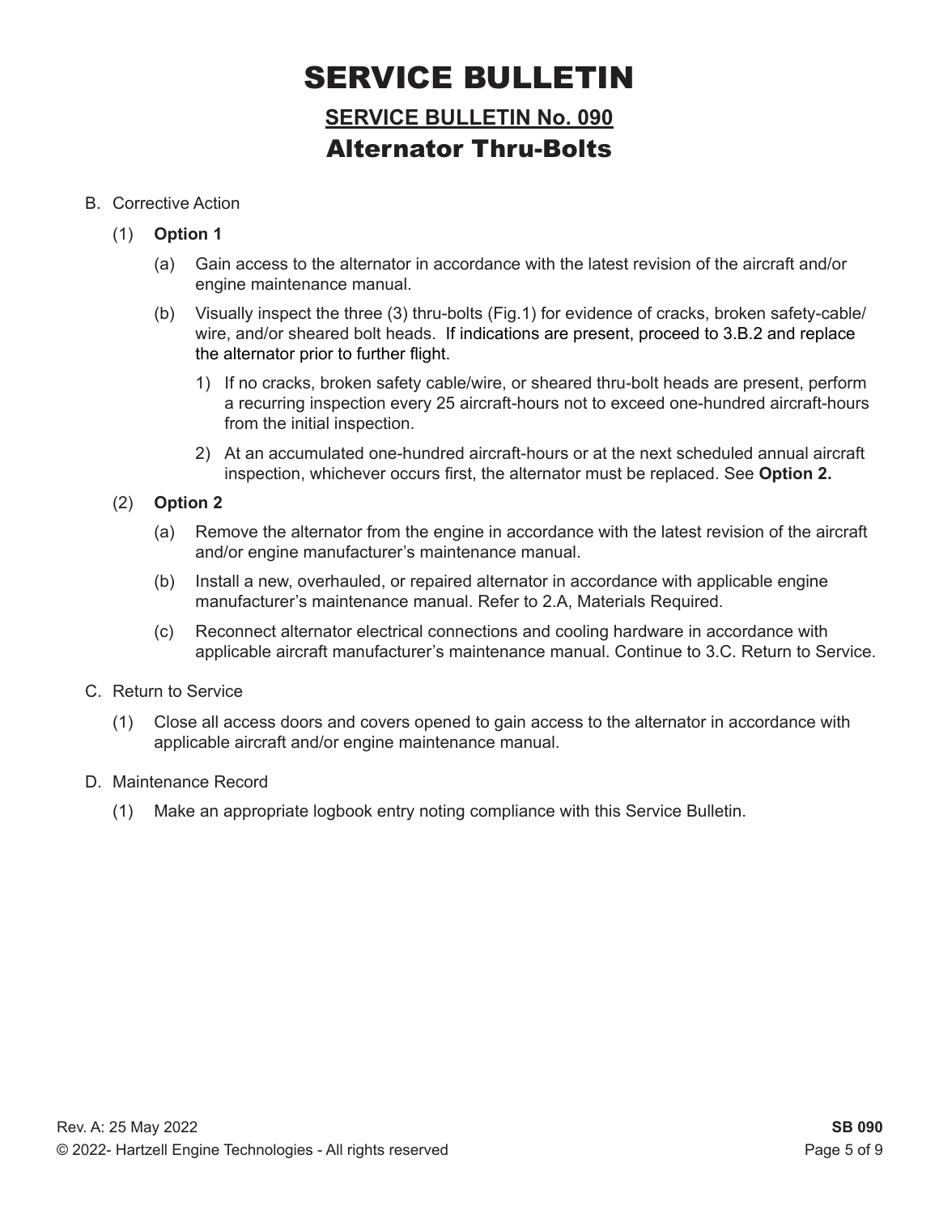# SERVICE BULLETIN

## SERVICE BULLETIN No. 090

## Alternator Thru-Bolts

B. Corrective Action

(1) **Option 1**

(a) Gain access to the alternator in accordance with the latest revision of the aircraft and/or engine maintenance manual.

(b) Visually inspect the three (3) thru-bolts (Fig.1) for evidence of cracks, broken safety-cable/wire, and/or sheared bolt heads. If indications are present, proceed to 3.B.2 and replace the alternator prior to further flight.

1) If no cracks, broken safety cable/wire, or sheared thru-bolt heads are present, perform a recurring inspection every 25 aircraft-hours not to exceed one-hundred aircraft-hours from the initial inspection.

2) At an accumulated one-hundred aircraft-hours or at the next scheduled annual aircraft inspection, whichever occurs first, the alternator must be replaced. See **Option 2.**

(2) **Option 2**

(a) Remove the alternator from the engine in accordance with the latest revision of the aircraft and/or engine manufacturer's maintenance manual.

(b) Install a new, overhauled, or repaired alternator in accordance with applicable engine manufacturer's maintenance manual. Refer to 2.A, Materials Required.

(c) Reconnect alternator electrical connections and cooling hardware in accordance with applicable aircraft manufacturer's maintenance manual. Continue to 3.C. Return to Service.

C. Return to Service

(1) Close all access doors and covers opened to gain access to the alternator in accordance with applicable aircraft and/or engine maintenance manual.

D. Maintenance Record

(1) Make an appropriate logbook entry noting compliance with this Service Bulletin.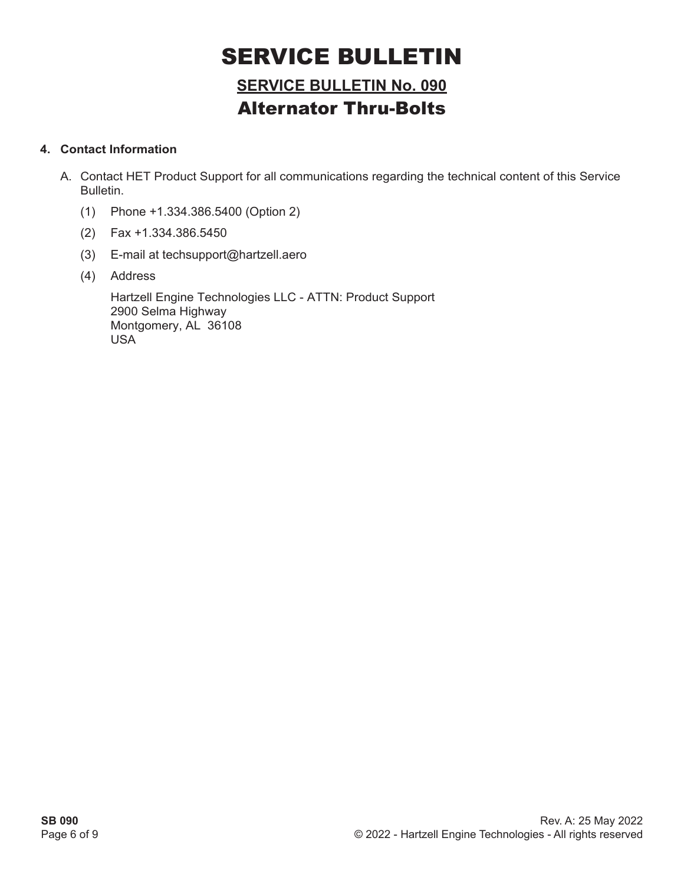# SERVICE BULLETIN

## SERVICE BULLETIN No. 090

## Alternator Thru-Bolts

### 4. Contact Information

A. Contact HET Product Support for all communications regarding the technical content of this Service Bulletin.

(1) Phone +1.334.386.5400 (Option 2)

(2) Fax +1.334.386.5450

(3) E-mail at techsupport@hartzell.aero

(4) Address

Hartzell Engine Technologies LLC - ATTN: Product Support
2900 Selma Highway
Montgomery, AL 36108
USA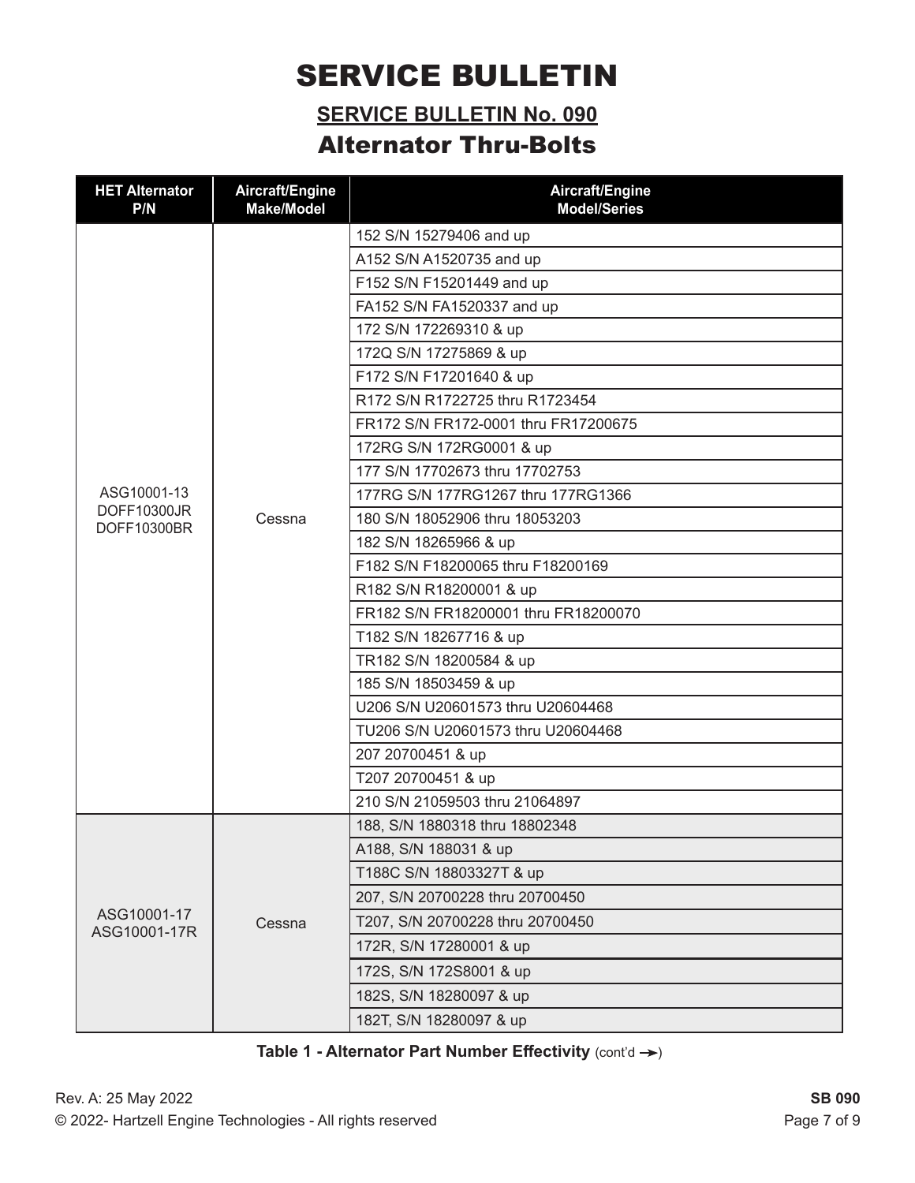# SERVICE BULLETIN

## SERVICE BULLETIN No. 090

## Alternator Thru-Bolts

| HET Alternator P/N | Aircraft/Engine Make/Model | Aircraft/Engine Model/Series |
|---|---|---|
| ASG10001-13<br>DOFF10300JR<br>DOFF10300BR | Cessna | 152 S/N 15279406 and up |
| | | A152 S/N A1520735 and up |
| | | F152 S/N F15201449 and up |
| | | FA152 S/N FA1520337 and up |
| | | 172 S/N 172269310 & up |
| | | 172Q S/N 17275869 & up |
| | | F172 S/N F17201640 & up |
| | | R172 S/N R1722725 thru R1723454 |
| | | FR172 S/N FR172-0001 thru FR17200675 |
| | | 172RG S/N 172RG0001 & up |
| | | 177 S/N 17702673 thru 17702753 |
| | | 177RG S/N 177RG1267 thru 177RG1366 |
| | | 180 S/N 18052906 thru 18053203 |
| | | 182 S/N 18265966 & up |
| | | F182 S/N F18200065 thru F18200169 |
| | | R182 S/N R18200001 & up |
| | | FR182 S/N FR18200001 thru FR18200070 |
| | | T182 S/N 18267716 & up |
| | | TR182 S/N 18200584 & up |
| | | 185 S/N 18503459 & up |
| | | U206 S/N U20601573 thru U20604468 |
| | | TU206 S/N U20601573 thru U20604468 |
| | | 207 20700451 & up |
| | | T207 20700451 & up |
| | | 210 S/N 21059503 thru 21064897 |
| ASG10001-17<br>ASG10001-17R | Cessna | 188, S/N 1880318 thru 18802348 |
| | | A188, S/N 188031 & up |
| | | T188C S/N 18803327T & up |
| | | 207, S/N 20700228 thru 20700450 |
| | | T207, S/N 20700228 thru 20700450 |
| | | 172R, S/N 17280001 & up |
| | | 172S, S/N 172S8001 & up |
| | | 182S, S/N 18280097 & up |
| | | 182T, S/N 18280097 & up |

**Table 1 - Alternator Part Number Effectivity** (cont'd →)

Rev. A: 25 May 2022

© 2022- Hartzell Engine Technologies - All rights reserved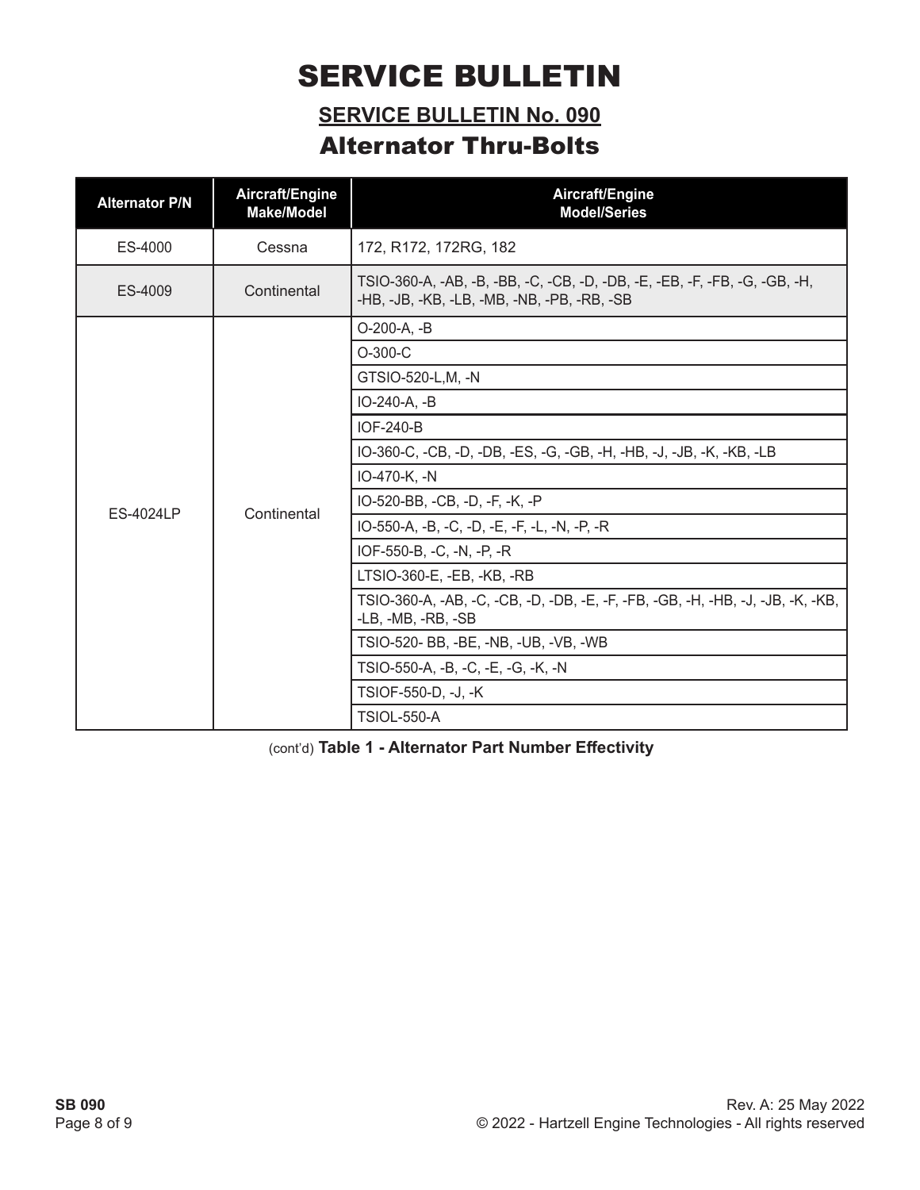# SERVICE BULLETIN

## SERVICE BULLETIN No. 090

## Alternator Thru-Bolts

| Alternator P/N | Aircraft/Engine Make/Model | Aircraft/Engine Model/Series |
|---|---|---|
| ES-4000 | Cessna | 172, R172, 172RG, 182 |
| ES-4009 | Continental | TSIO-360-A, -AB, -B, -BB, -C, -CB, -D, -DB, -E, -EB, -F, -FB, -G, -GB, -H, -HB, -JB, -KB, -LB, -MB, -NB, -PB, -RB, -SB |
| ES-4024LP | Continental | O-200-A, -B |
| | | O-300-C |
| | | GTSIO-520-L,M, -N |
| | | IO-240-A, -B |
| | | IOF-240-B |
| | | IO-360-C, -CB, -D, -DB, -ES, -G, -GB, -H, -HB, -J, -JB, -K, -KB, -LB |
| | | IO-470-K, -N |
| | | IO-520-BB, -CB, -D, -F, -K, -P |
| | | IO-550-A, -B, -C, -D, -E, -F, -L, -N, -P, -R |
| | | IOF-550-B, -C, -N, -P, -R |
| | | LTSIO-360-E, -EB, -KB, -RB |
| | | TSIO-360-A, -AB, -C, -CB, -D, -DB, -E, -F, -FB, -GB, -H, -HB, -J, -JB, -K, -KB, -LB, -MB, -RB, -SB |
| | | TSIO-520- BB, -BE, -NB, -UB, -VB, -WB |
| | | TSIO-550-A, -B, -C, -E, -G, -K, -N |
| | | TSIOF-550-D, -J, -K |
| | | TSIOL-550-A |

(cont'd) **Table 1 - Alternator Part Number Effectivity**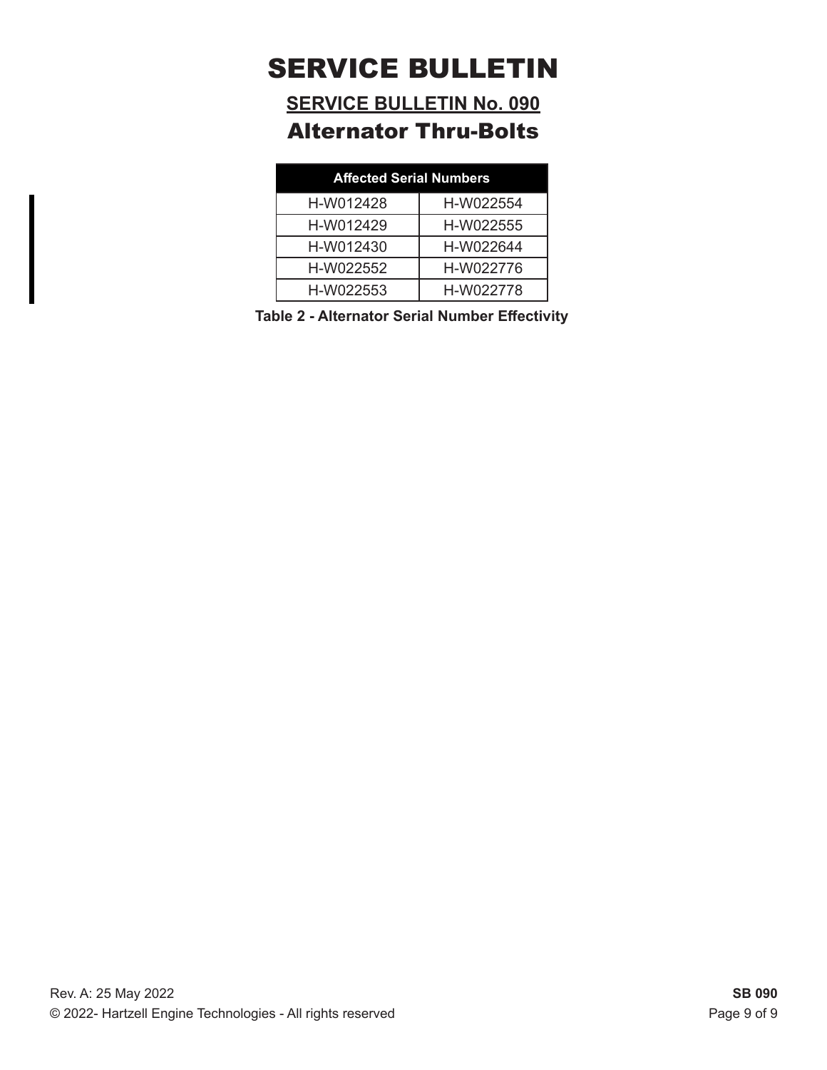# SERVICE BULLETIN

## SERVICE BULLETIN No. 090

## Alternator Thru-Bolts

| Affected Serial Numbers | |
| --- | --- |
| H-W012428 | H-W022554 |
| H-W012429 | H-W022555 |
| H-W012430 | H-W022644 |
| H-W022552 | H-W022776 |
| H-W022553 | H-W022778 |

**Table 2 - Alternator Serial Number Effectivity**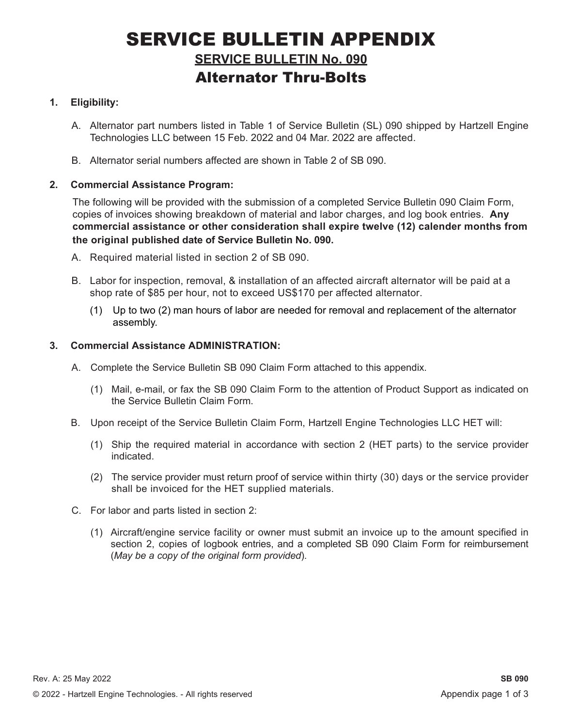# SERVICE BULLETIN APPENDIX

## SERVICE BULLETIN No. 090

## Alternator Thru-Bolts

**1. Eligibility:**

A. Alternator part numbers listed in Table 1 of Service Bulletin (SL) 090 shipped by Hartzell Engine Technologies LLC between 15 Feb. 2022 and 04 Mar. 2022 are affected.

B. Alternator serial numbers affected are shown in Table 2 of SB 090.

**2. Commercial Assistance Program:**

The following will be provided with the submission of a completed Service Bulletin 090 Claim Form, copies of invoices showing breakdown of material and labor charges, and log book entries. **Any commercial assistance or other consideration shall expire twelve (12) calender months from the original published date of Service Bulletin No. 090.**

A. Required material listed in section 2 of SB 090.

B. Labor for inspection, removal, & installation of an affected aircraft alternator will be paid at a shop rate of $85 per hour, not to exceed US$170 per affected alternator.

(1) Up to two (2) man hours of labor are needed for removal and replacement of the alternator assembly.

**3. Commercial Assistance ADMINISTRATION:**

A. Complete the Service Bulletin SB 090 Claim Form attached to this appendix.

(1) Mail, e-mail, or fax the SB 090 Claim Form to the attention of Product Support as indicated on the Service Bulletin Claim Form.

B. Upon receipt of the Service Bulletin Claim Form, Hartzell Engine Technologies LLC HET will:

(1) Ship the required material in accordance with section 2 (HET parts) to the service provider indicated.

(2) The service provider must return proof of service within thirty (30) days or the service provider shall be invoiced for the HET supplied materials.

C. For labor and parts listed in section 2:

(1) Aircraft/engine service facility or owner must submit an invoice up to the amount specified in section 2, copies of logbook entries, and a completed SB 090 Claim Form for reimbursement (*May be a copy of the original form provided*).

Rev. A: 25 May 2022

© 2022 - Hartzell Engine Technologies. - All rights reserved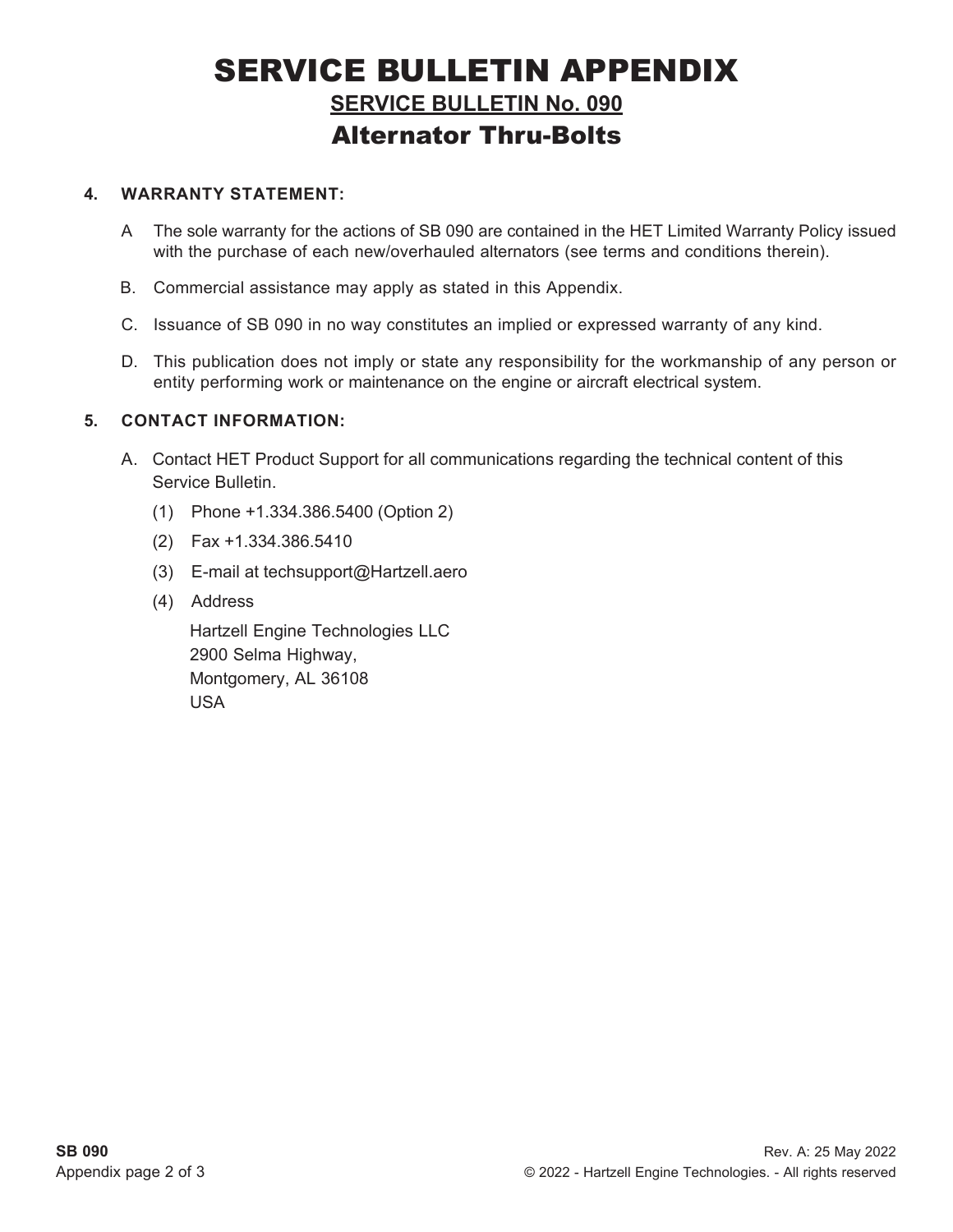# SERVICE BULLETIN APPENDIX

## SERVICE BULLETIN No. 090

## Alternator Thru-Bolts

**4. WARRANTY STATEMENT:**

A The sole warranty for the actions of SB 090 are contained in the HET Limited Warranty Policy issued with the purchase of each new/overhauled alternators (see terms and conditions therein).

B. Commercial assistance may apply as stated in this Appendix.

C. Issuance of SB 090 in no way constitutes an implied or expressed warranty of any kind.

D. This publication does not imply or state any responsibility for the workmanship of any person or entity performing work or maintenance on the engine or aircraft electrical system.

**5. CONTACT INFORMATION:**

A. Contact HET Product Support for all communications regarding the technical content of this Service Bulletin.

(1) Phone +1.334.386.5400 (Option 2)

(2) Fax +1.334.386.5410

(3) E-mail at techsupport@Hartzell.aero

(4) Address

Hartzell Engine Technologies LLC
2900 Selma Highway,
Montgomery, AL 36108
USA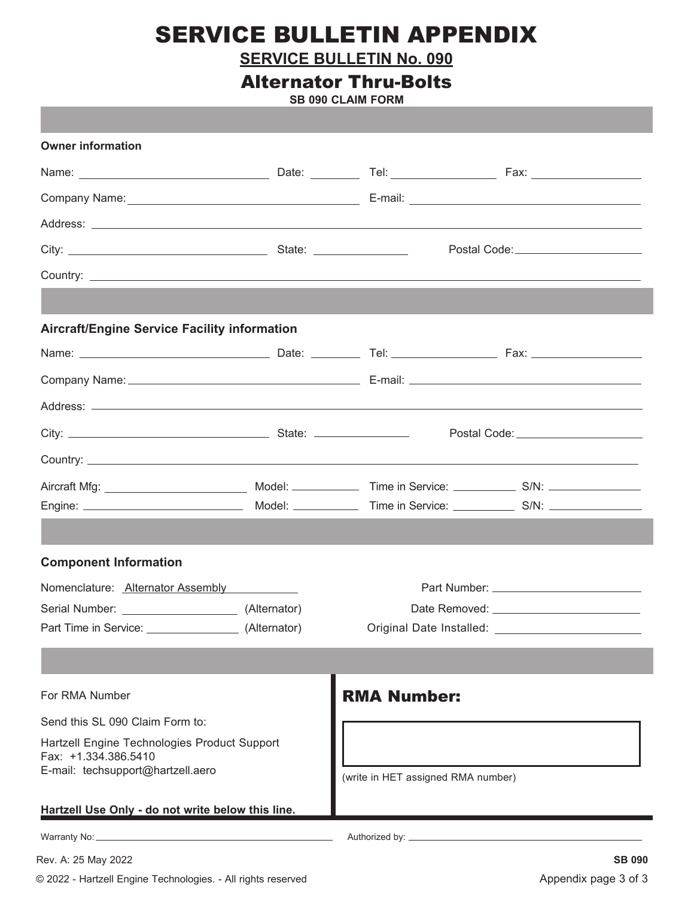# SERVICE BULLETIN APPENDIX

## SERVICE BULLETIN No. 090

## Alternator Thru-Bolts

**SB 090 CLAIM FORM**

---

**Owner information**

Name: ______________________ Date: ________ Tel: ______________ Fax: ______________

Company Name: ______________________ E-mail: ______________________

Address: ______________________________________________

City: ______________________ State: ______________ Postal Code: ______________

Country: ______________________________________________

---

**Aircraft/Engine Service Facility information**

Name: ______________________ Date: ________ Tel: ______________ Fax: ______________

Company Name: ______________________ E-mail: ______________________

Address: ______________________________________________

City: ______________________ State: ______________ Postal Code: ______________

Country: ______________________________________________

Aircraft Mfg: ______________ Model: __________ Time in Service: __________ S/N: ______________

Engine: ______________ Model: __________ Time in Service: __________ S/N: ______________

---

**Component Information**

Nomenclature: Alternator Assembly Part Number: ______________

Serial Number: ______________ (Alternator) Date Removed: ______________

Part Time in Service: ______________ (Alternator) Original Date Installed: ______________

---

For RMA Number

Send this SL 090 Claim Form to:

Hartzell Engine Technologies Product Support
Fax: +1.334.386.5410
E-mail: techsupport@hartzell.aero

**RMA Number:**

(write in HET assigned RMA number)

**Hartzell Use Only - do not write below this line.**

Warranty No: ______________________ Authorized by: ______________________

Rev. A: 25 May 2022

© 2022 - Hartzell Engine Technologies. - All rights reserved